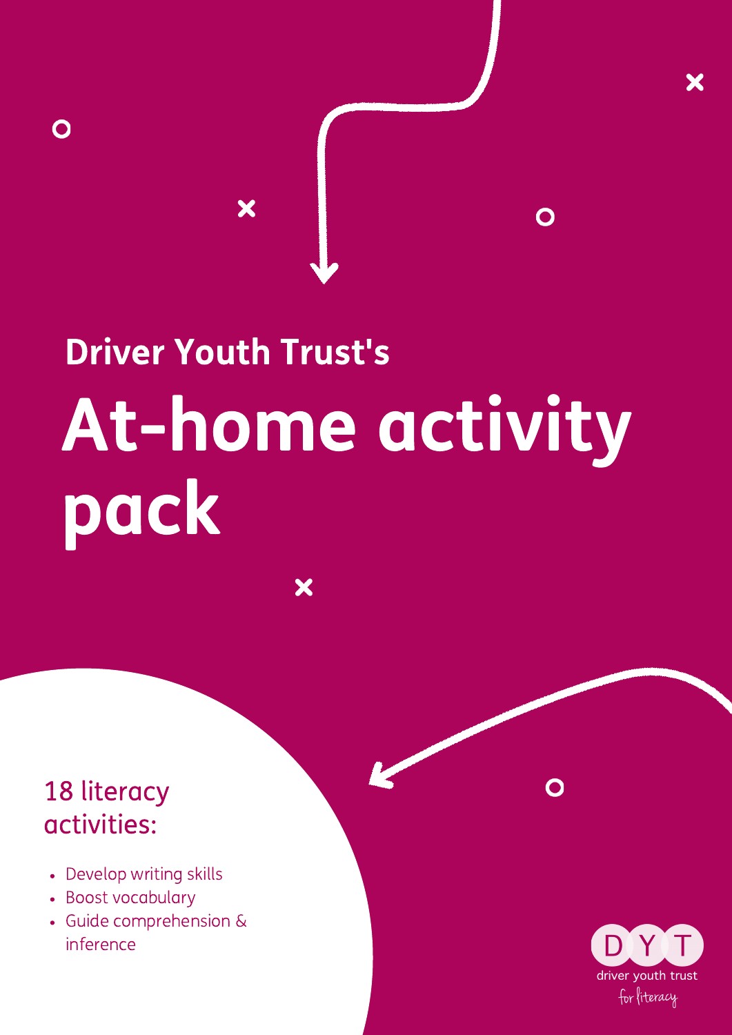Driver Youth Trust's

# At-home activity pack

18 literacy activities:

- Develop writing skills
- Boost vocabulary
- Guide comprehension & inference

DYT
driver youth trust
for literacy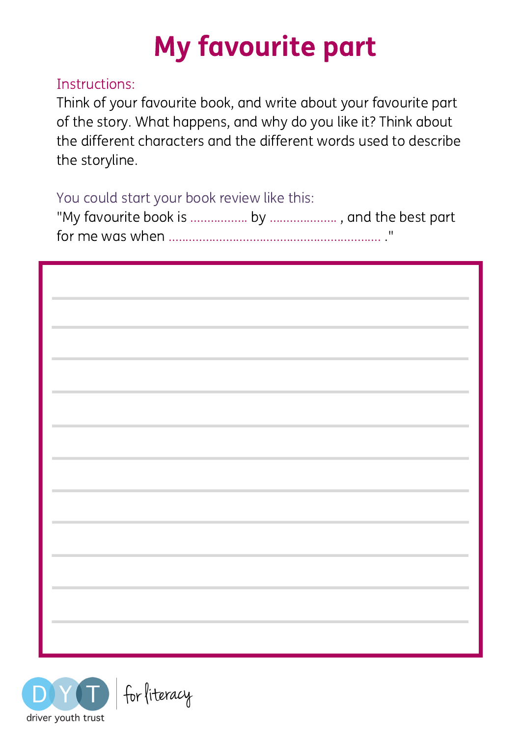# My favourite part

Instructions:

Think of your favourite book, and write about your favourite part of the story. What happens, and why do you like it? Think about the different characters and the different words used to describe the storyline.

You could start your book review like this:

"My favourite book is ................ by ................... , and the best part for me was when ............................................................... ."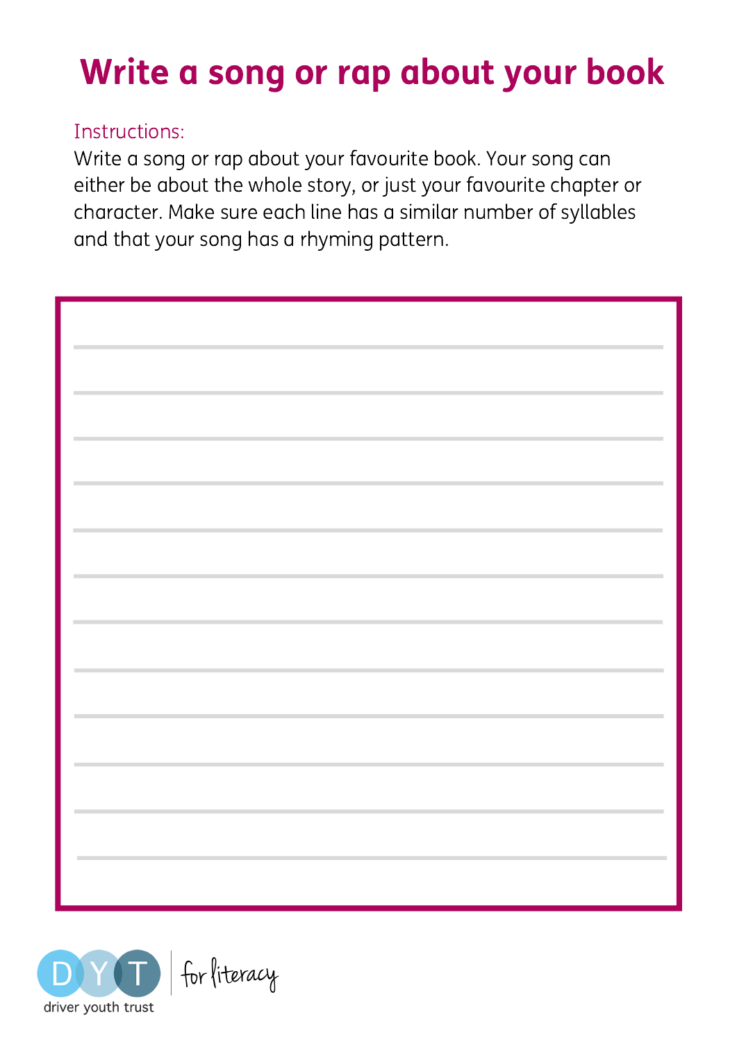# Write a song or rap about your book

Instructions:

Write a song or rap about your favourite book. Your song can either be about the whole story, or just your favourite chapter or character. Make sure each line has a similar number of syllables and that your song has a rhyming pattern.

driver youth trust | for literacy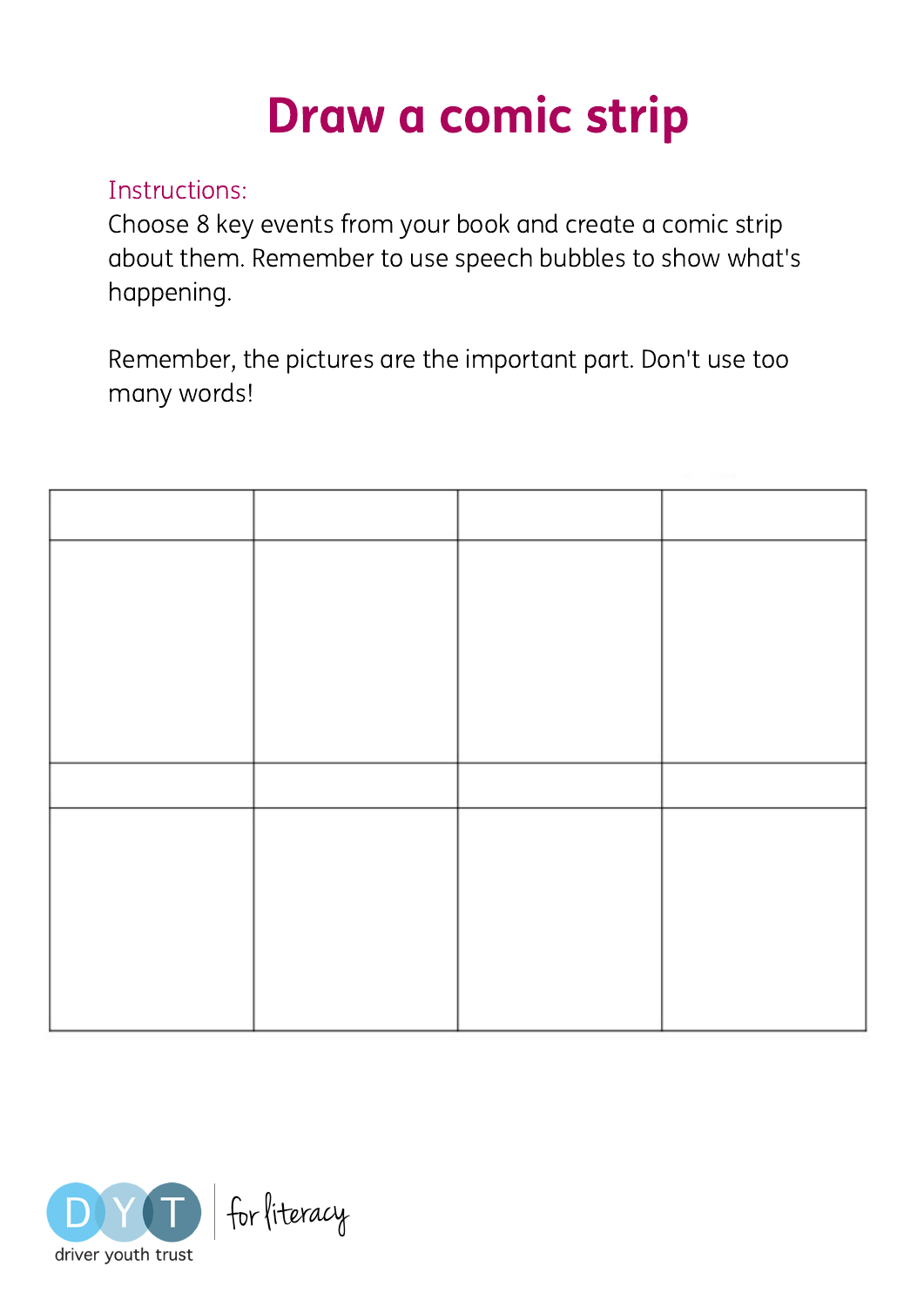# Draw a comic strip

Instructions:

Choose 8 key events from your book and create a comic strip about them. Remember to use speech bubbles to show what's happening.

Remember, the pictures are the important part. Don't use too many words!

| | | | |
|---|---|---|---|
| | | | |
| | | | |
| | | | |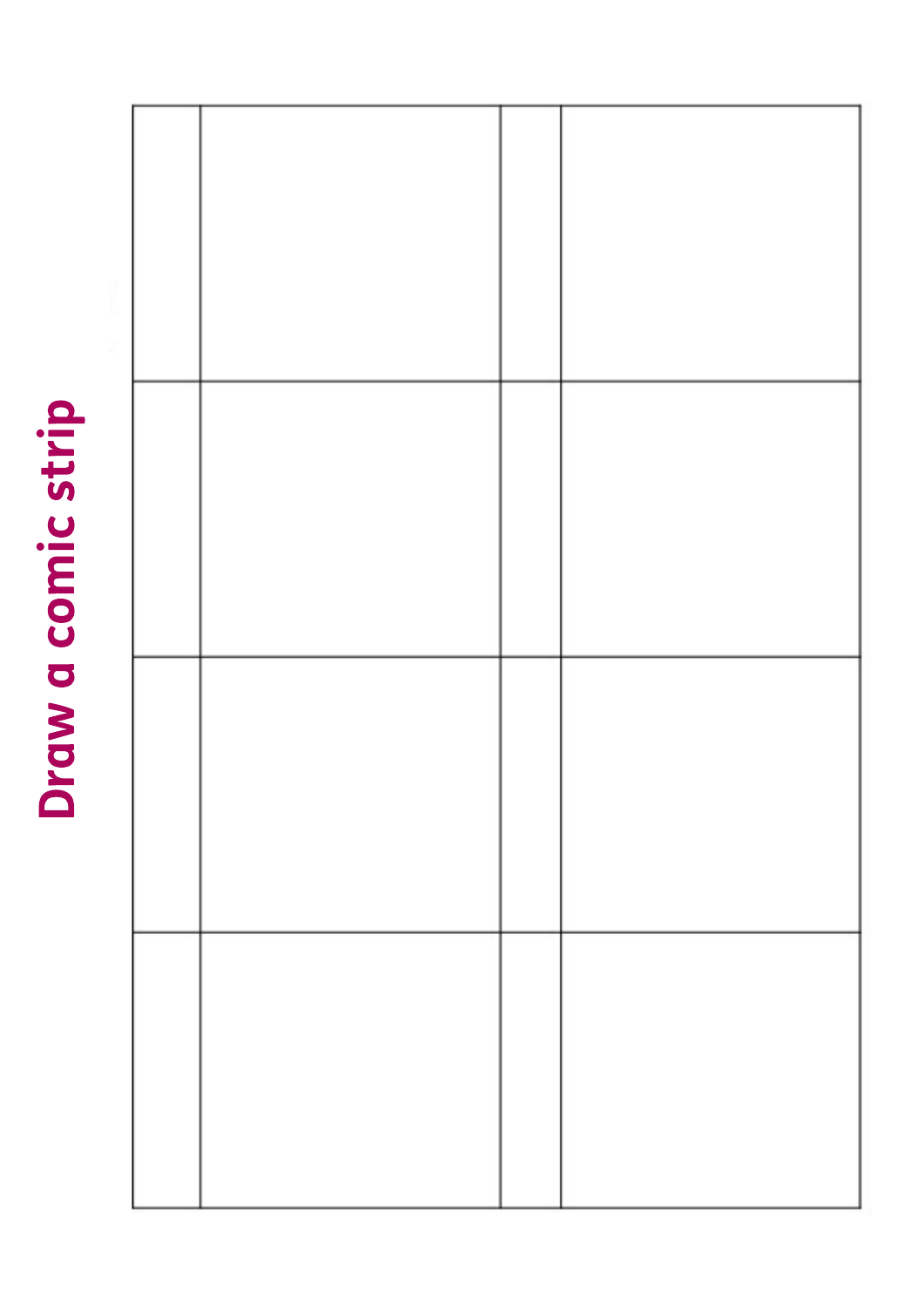# Draw a comic strip

| | | | |
|---|---|---|---|
| | | | |
| | | | |
| | | | |
| | | | |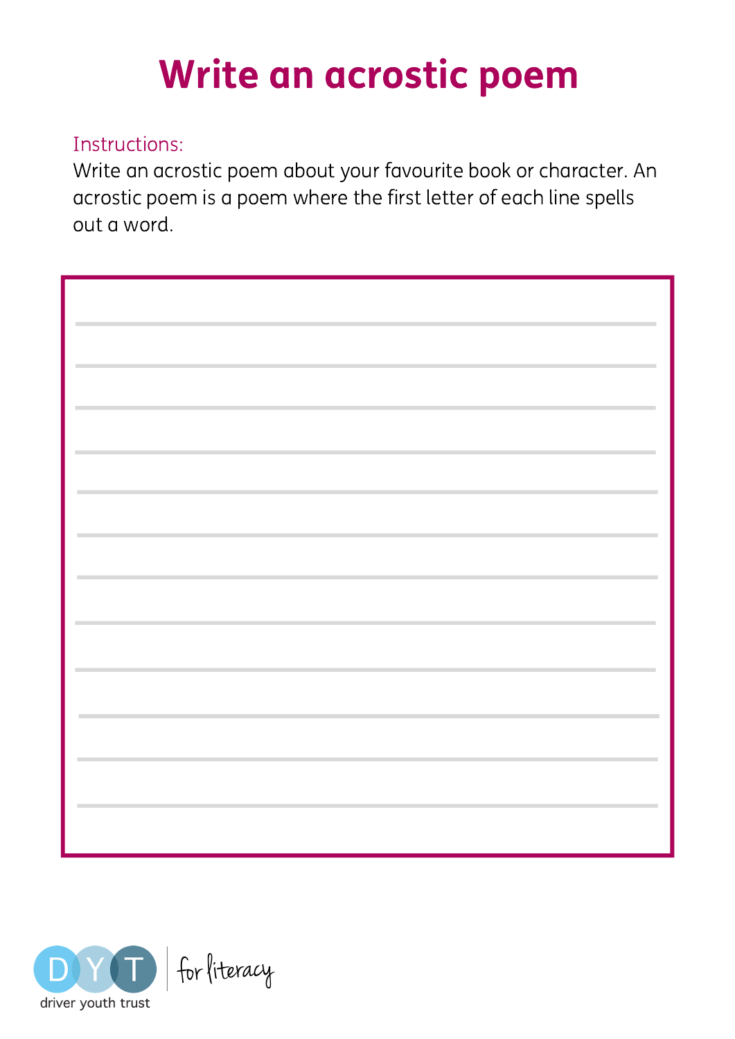# Write an acrostic poem

Instructions:

Write an acrostic poem about your favourite book or character. An acrostic poem is a poem where the first letter of each line spells out a word.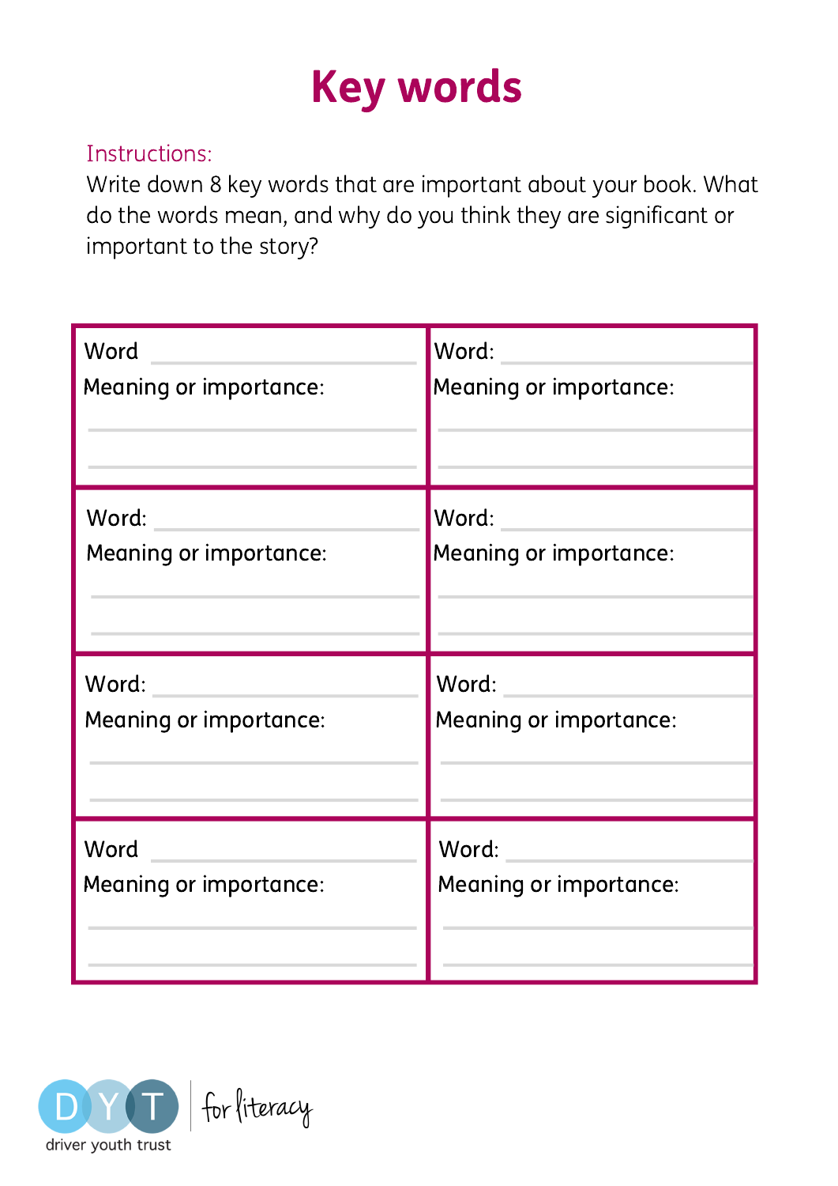# Key words

Instructions:
Write down 8 key words that are important about your book. What do the words mean, and why do you think they are significant or important to the story?

| | |
|---|---|
| Word ___________ <br> Meaning or importance: <br> ___________ <br> ___________ | Word: ___________ <br> Meaning or importance: <br> ___________ <br> ___________ |
| Word: ___________ <br> Meaning or importance: <br> ___________ <br> ___________ | Word: ___________ <br> Meaning or importance: <br> ___________ <br> ___________ |
| Word: ___________ <br> Meaning or importance: <br> ___________ <br> ___________ | Word: ___________ <br> Meaning or importance: <br> ___________ <br> ___________ |
| Word ___________ <br> Meaning or importance: <br> ___________ <br> ___________ | Word: ___________ <br> Meaning or importance: <br> ___________ <br> ___________ |

DYT driver youth trust | for literacy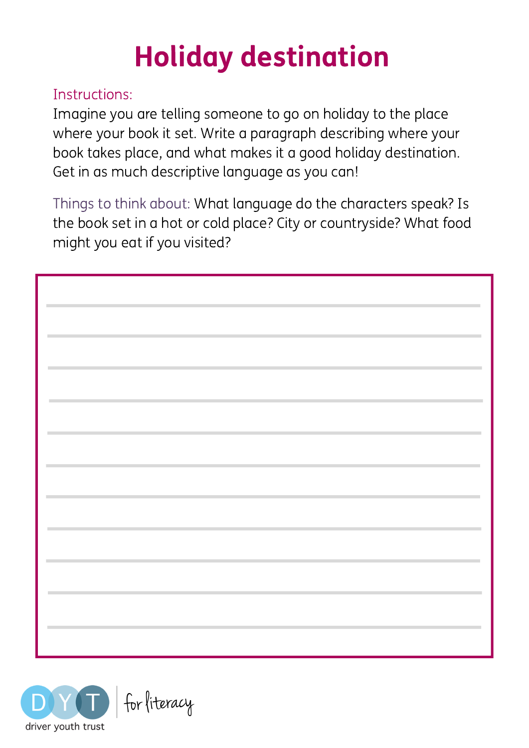# Holiday destination

Instructions:

Imagine you are telling someone to go on holiday to the place where your book it set. Write a paragraph describing where your book takes place, and what makes it a good holiday destination. Get in as much descriptive language as you can!

Things to think about: What language do the characters speak? Is the book set in a hot or cold place? City or countryside? What food might you eat if you visited?

driver youth trust | for literacy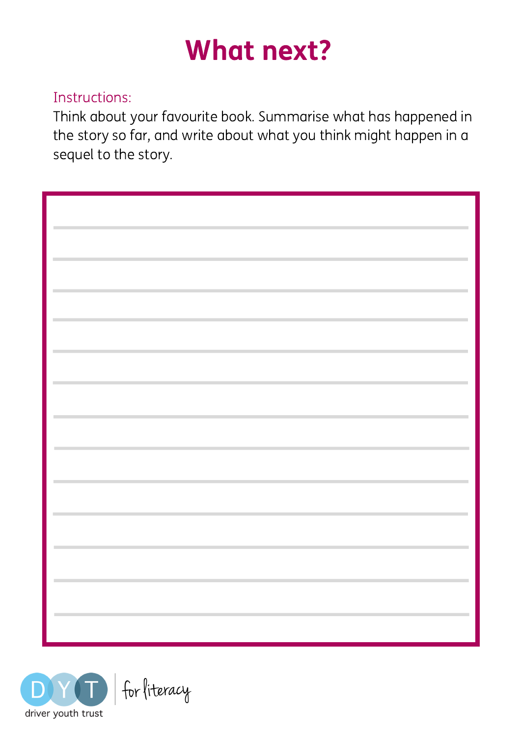# What next?

Instructions:

Think about your favourite book. Summarise what has happened in the story so far, and write about what you think might happen in a sequel to the story.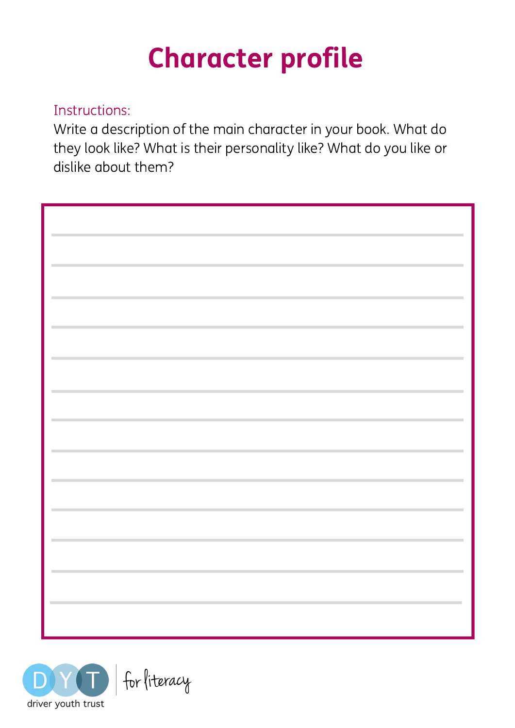# Character profile

Instructions:

Write a description of the main character in your book. What do they look like? What is their personality like? What do you like or dislike about them?

driver youth trust | for literacy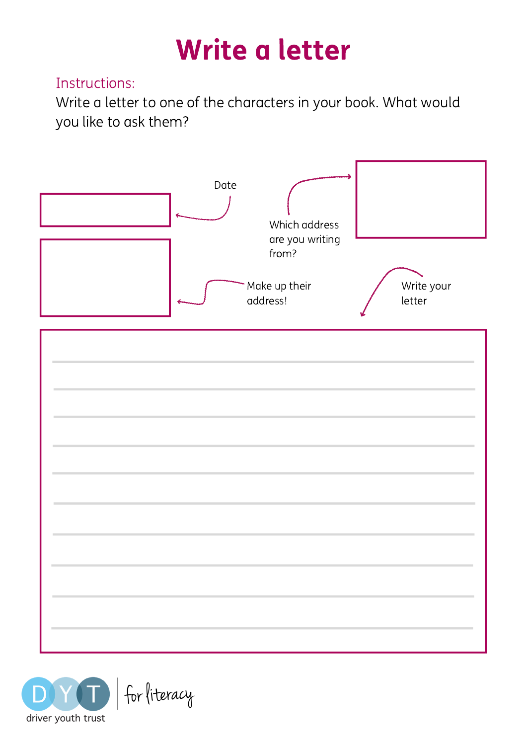# Write a letter

Instructions:

Write a letter to one of the characters in your book. What would you like to ask them?

Date

Which address are you writing from?

Make up their address!

Write your letter

driver youth trust

for literacy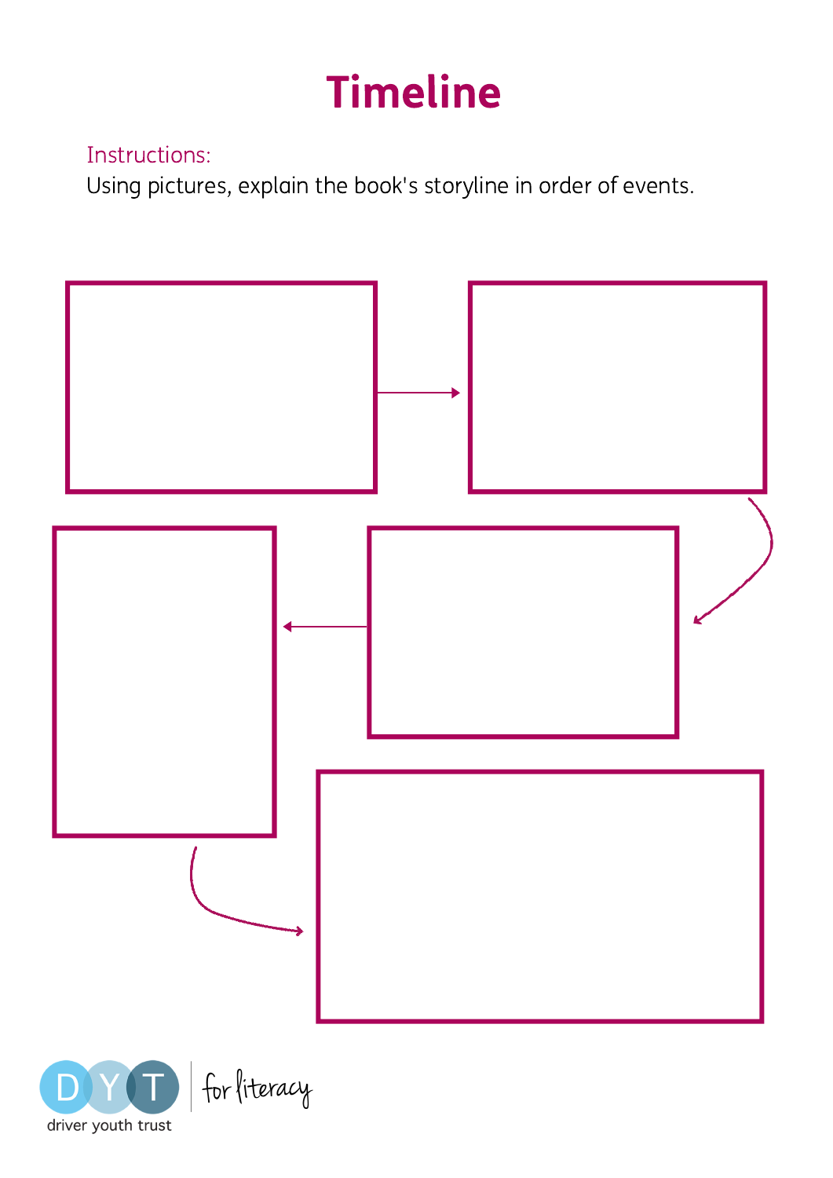# Timeline

Instructions:

Using pictures, explain the book's storyline in order of events.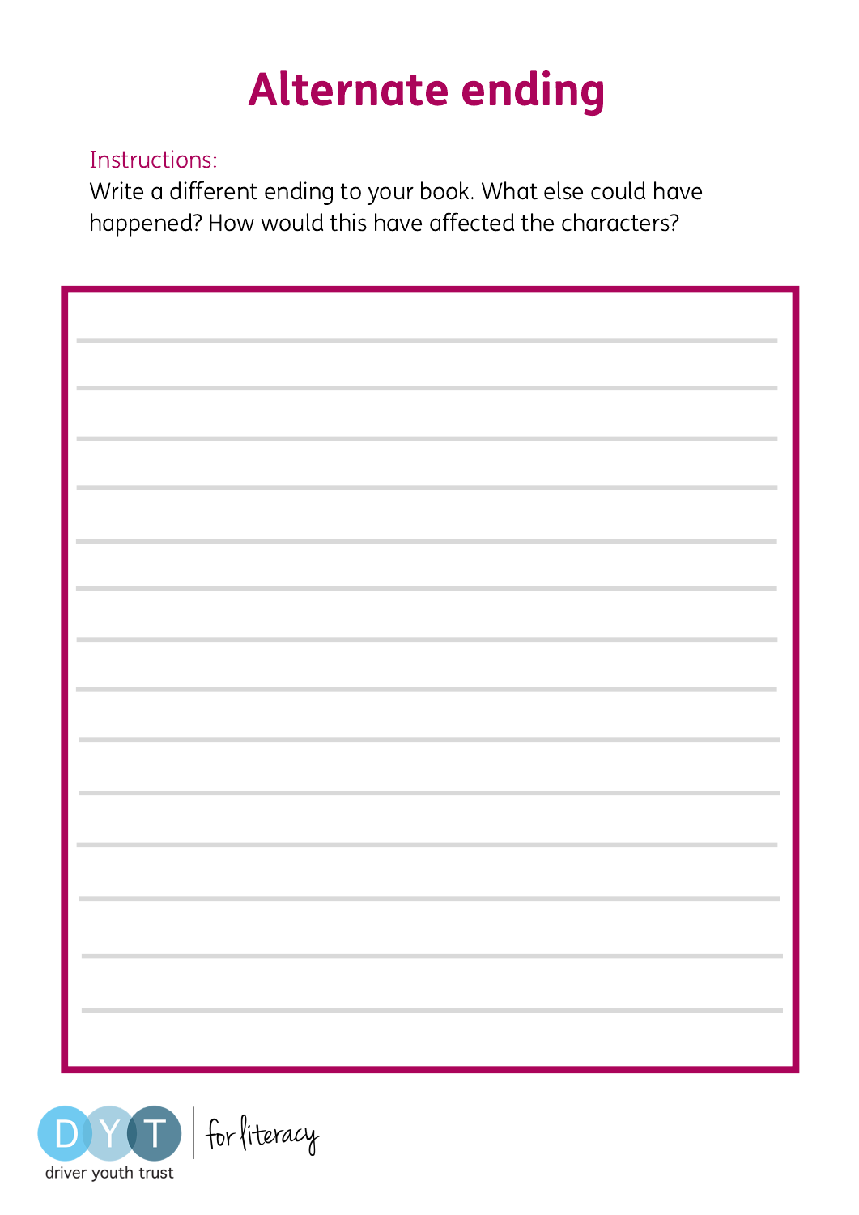# Alternate ending

Instructions:

Write a different ending to your book. What else could have happened? How would this have affected the characters?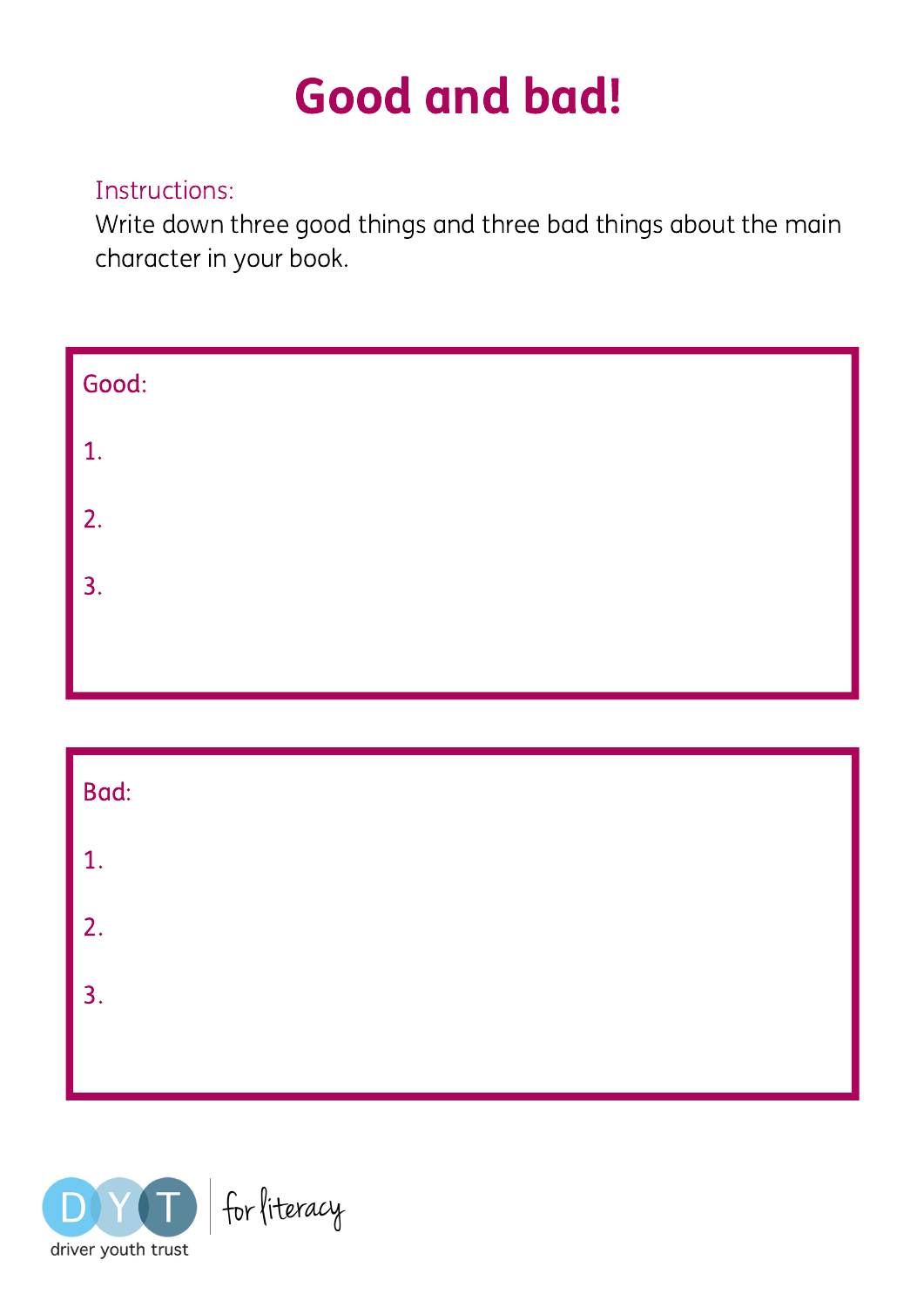# Good and bad!

Instructions:
Write down three good things and three bad things about the main character in your book.

Good:

1.

2.

3.

Bad:

1.

2.

3.

DYT driver youth trust | for literacy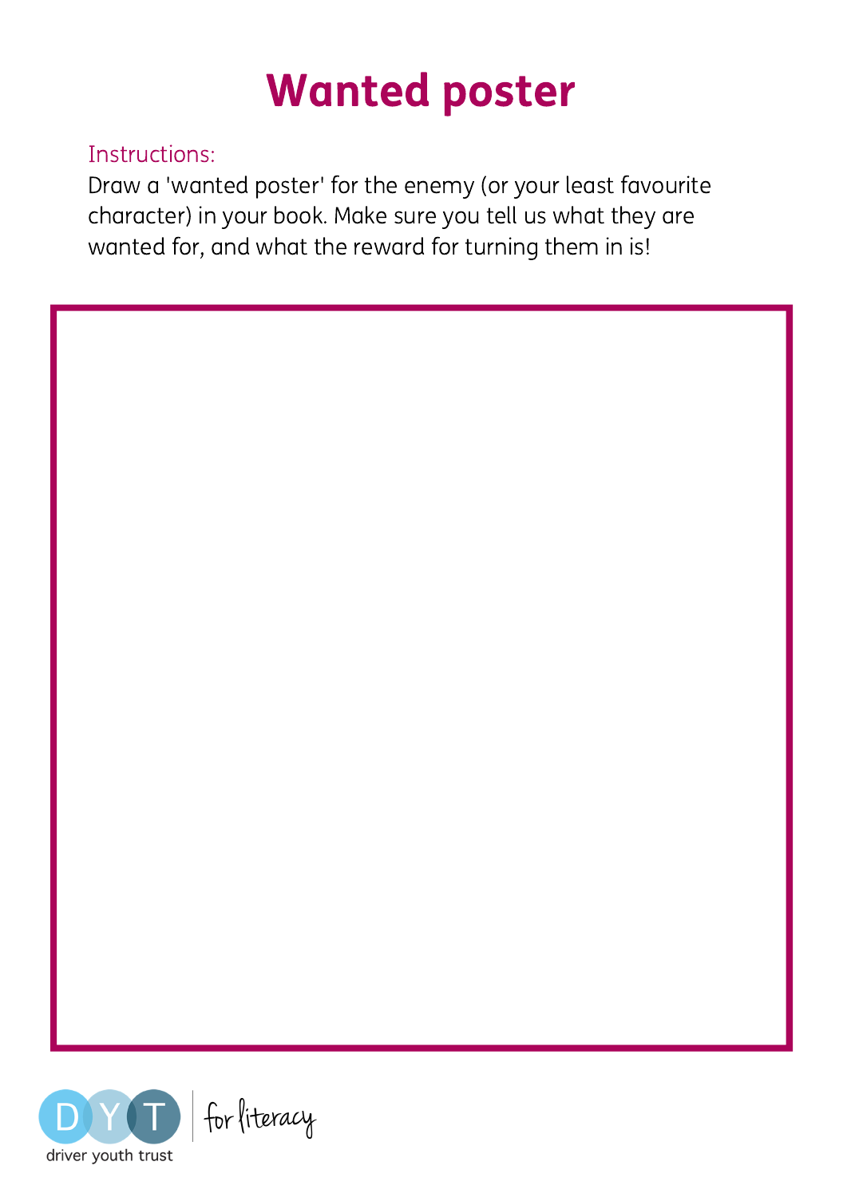# Wanted poster

Instructions:

Draw a 'wanted poster' for the enemy (or your least favourite character) in your book. Make sure you tell us what they are wanted for, and what the reward for turning them in is!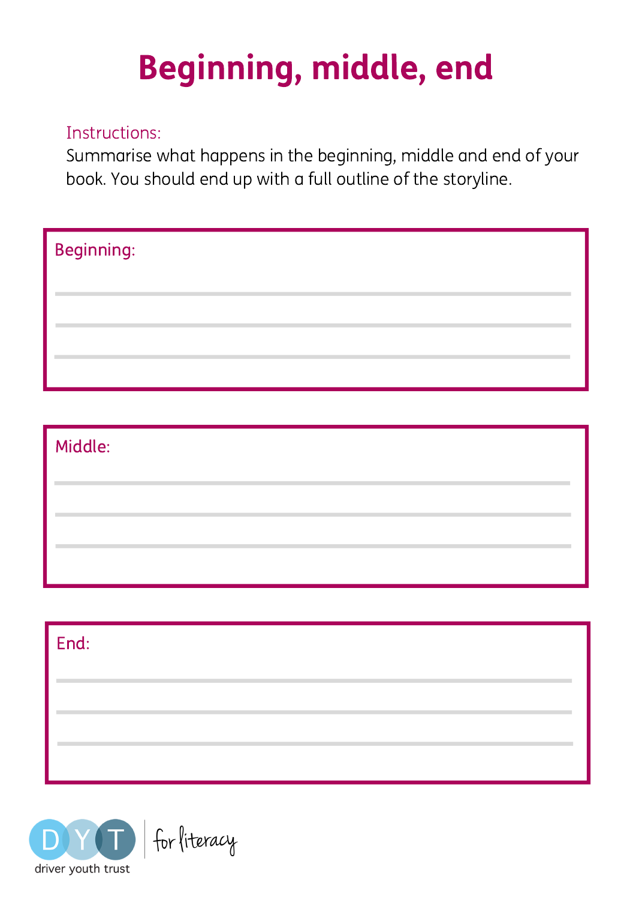# Beginning, middle, end

Instructions:

Summarise what happens in the beginning, middle and end of your book. You should end up with a full outline of the storyline.

Beginning:

Middle:

End:

driver youth trust | for literacy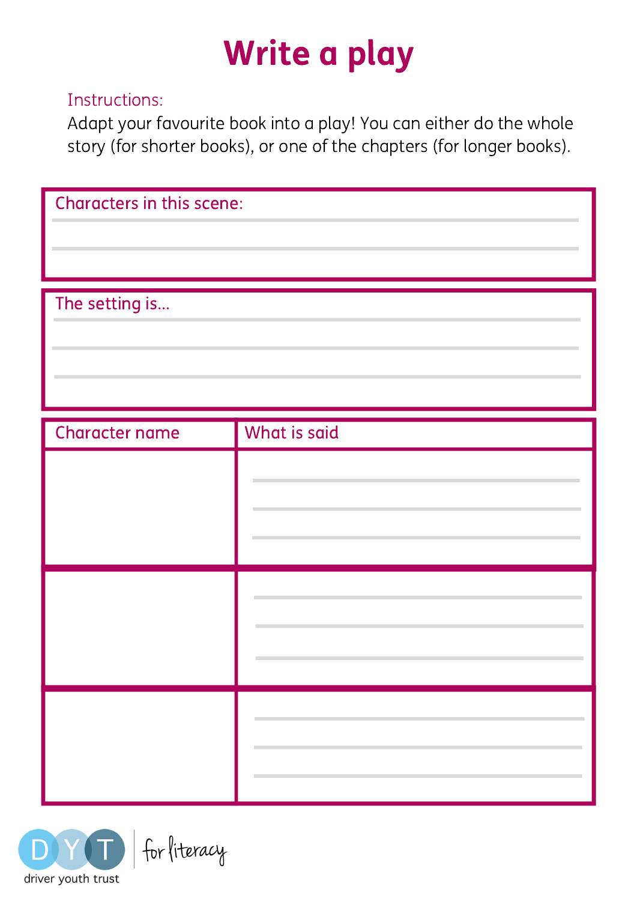# Write a play

Instructions:

Adapt your favourite book into a play! You can either do the whole story (for shorter books), or one of the chapters (for longer books).

Characters in this scene:

The setting is...

| Character name | What is said |
| --- | --- |
| | |
| | |
| | |

driver youth trust | for literacy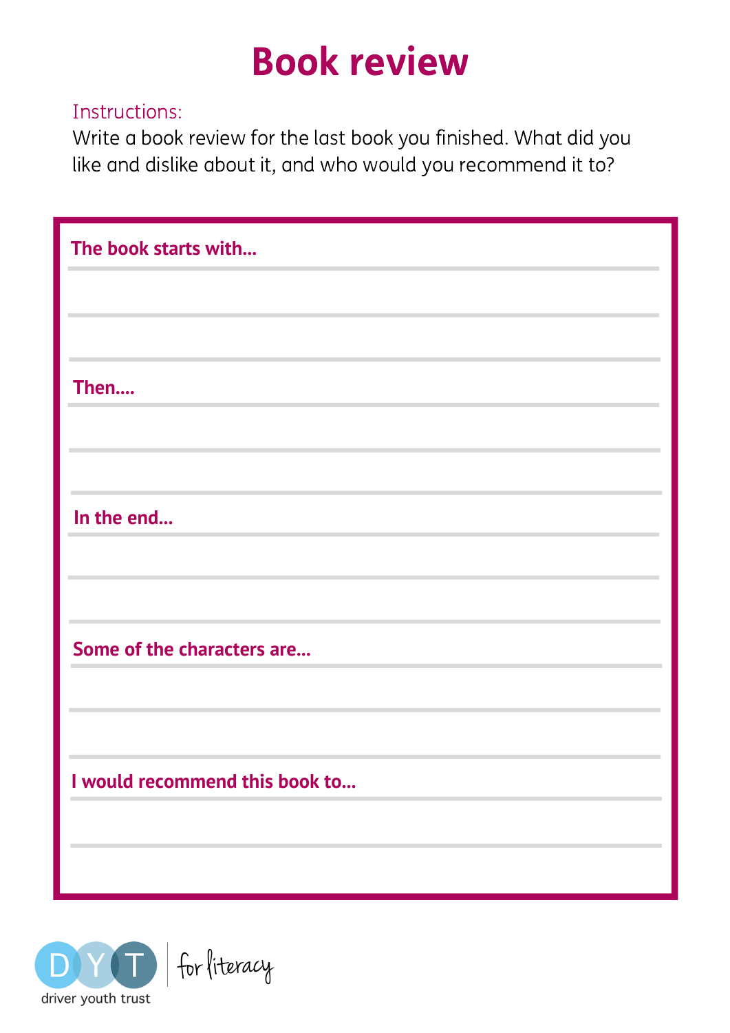# Book review

Instructions:

Write a book review for the last book you finished. What did you like and dislike about it, and who would you recommend it to?

**The book starts with...**

**Then....**

**In the end...**

**Some of the characters are...**

**I would recommend this book to...**

driver youth trust | for literacy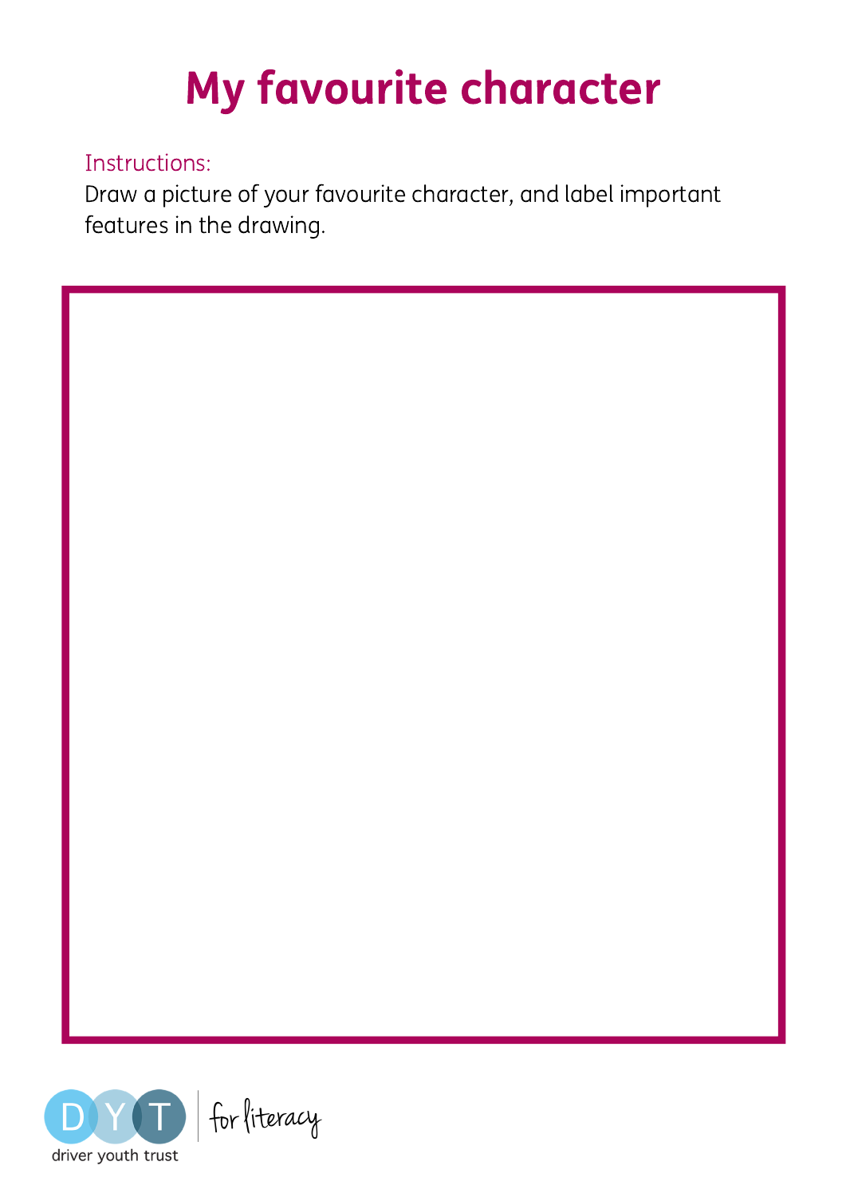# My favourite character

Instructions:

Draw a picture of your favourite character, and label important features in the drawing.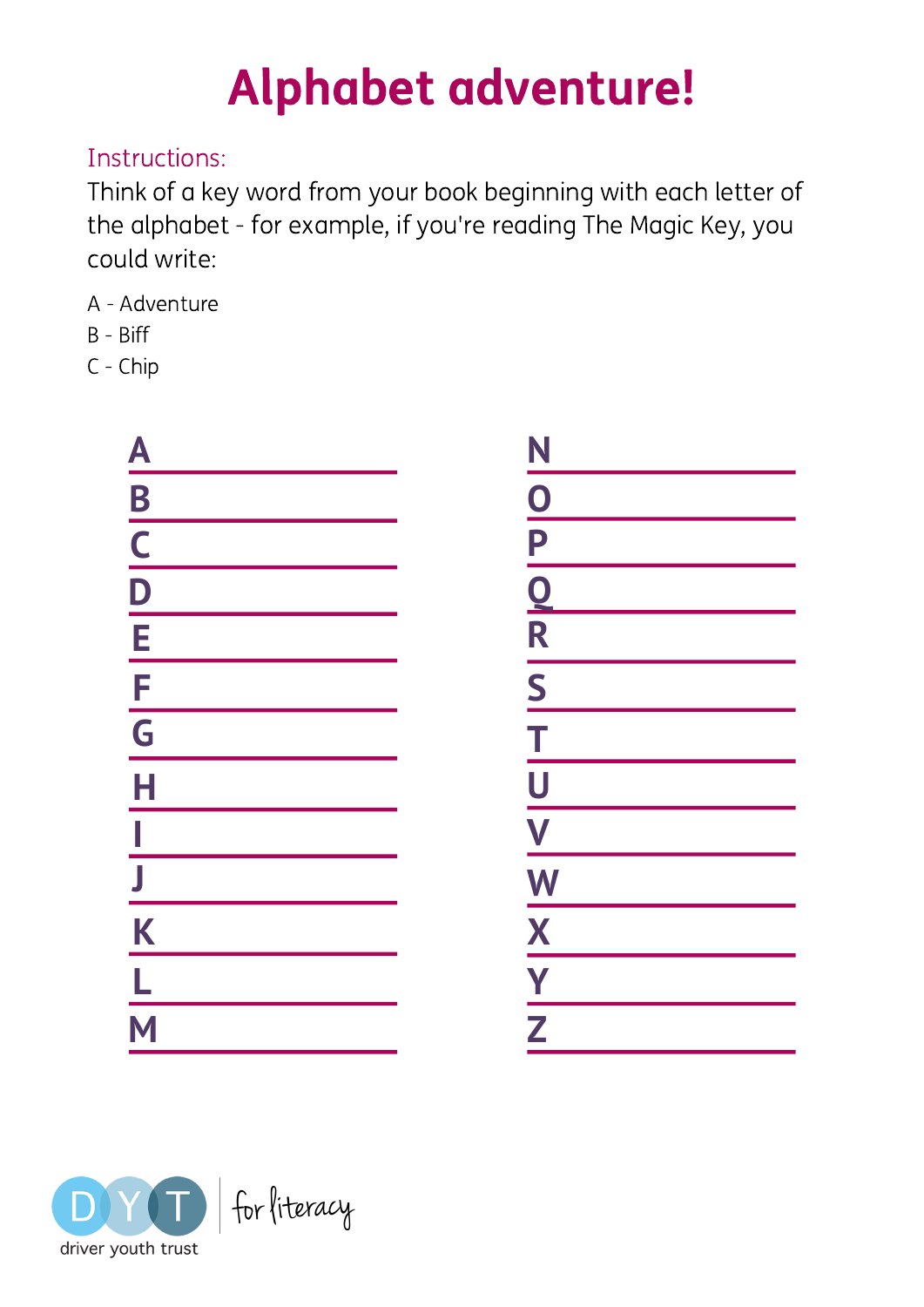# Alphabet adventure!

Instructions:

Think of a key word from your book beginning with each letter of the alphabet - for example, if you're reading The Magic Key, you could write:

A - Adventure
B - Biff
C - Chip

A ____________________

B ____________________

C ____________________

D ____________________

E ____________________

F ____________________

G ____________________

H ____________________

I ____________________

J ____________________

K ____________________

L ____________________

M ____________________

N ____________________

O ____________________

P ____________________

Q ____________________

R ____________________

S ____________________

T ____________________

U ____________________

V ____________________

W ____________________

X ____________________

Y ____________________

Z ____________________

DYT driver youth trust | for literacy